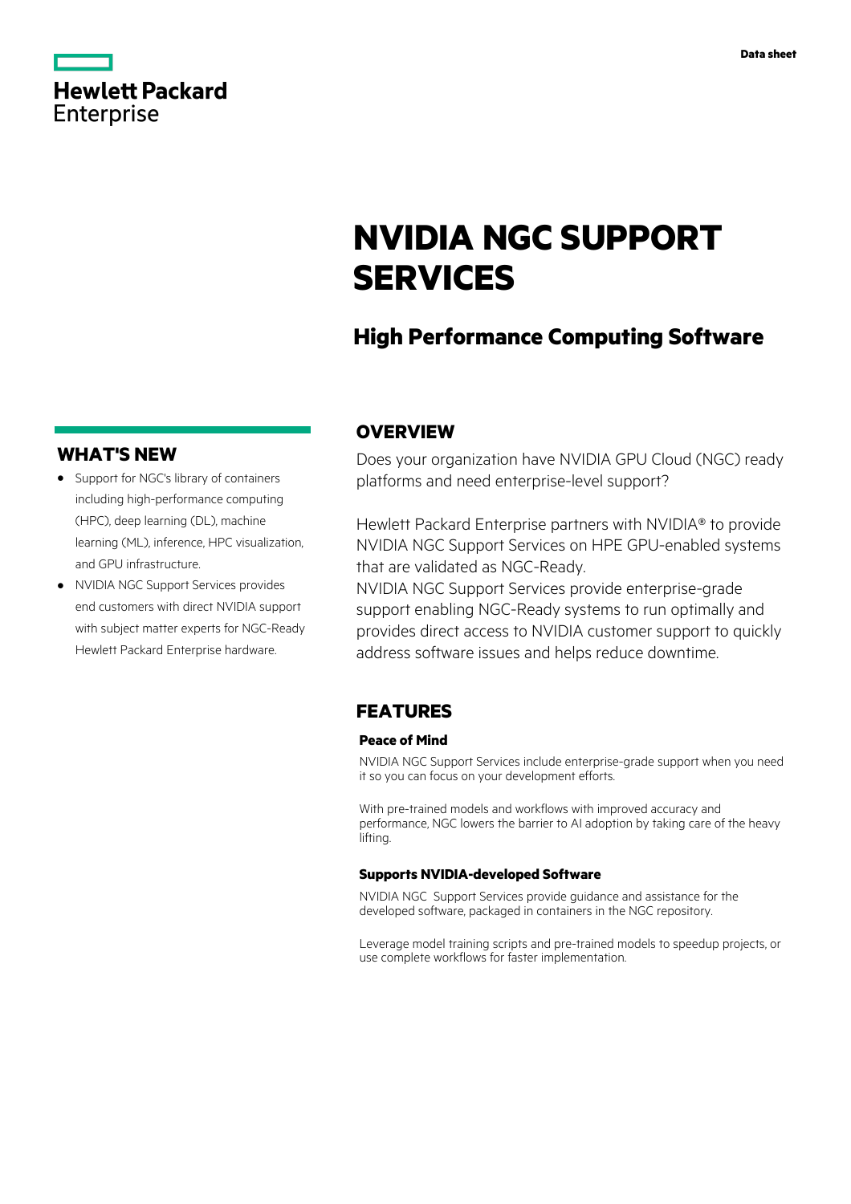Data sheet

# NVIDIA NGC SUPPORT SERVICES

## High Performance Computing Software

## WHAT'S NEW

- Support for NGC's library of containers including high-performance computing (HPC), deep learning (DL), machine learning (ML), inference, HPC visualization, and GPU infrastructure.
- NVIDIA NGC Support Services provides end customers with direct NVIDIA support with subject matter experts for NGC-Ready Hewlett Packard Enterprise hardware.

## OVERVIEW

Does your organization have NVIDIA GPU Cloud (NGC) ready platforms and need enterprise-level support?

Hewlett Packard Enterprise partners with NVIDIA® to provide NVIDIA NGC Support Services on HPE GPU-enabled systems that are validated as NGC-Ready.
NVIDIA NGC Support Services provide enterprise-grade support enabling NGC-Ready systems to run optimally and provides direct access to NVIDIA customer support to quickly address software issues and helps reduce downtime.

## FEATURES

### Peace of Mind

NVIDIA NGC Support Services include enterprise-grade support when you need it so you can focus on your development efforts.

With pre-trained models and workflows with improved accuracy and performance, NGC lowers the barrier to AI adoption by taking care of the heavy lifting.

### Supports NVIDIA-developed Software

NVIDIA NGC Support Services provide guidance and assistance for the developed software, packaged in containers in the NGC repository.

Leverage model training scripts and pre-trained models to speedup projects, or use complete workflows for faster implementation.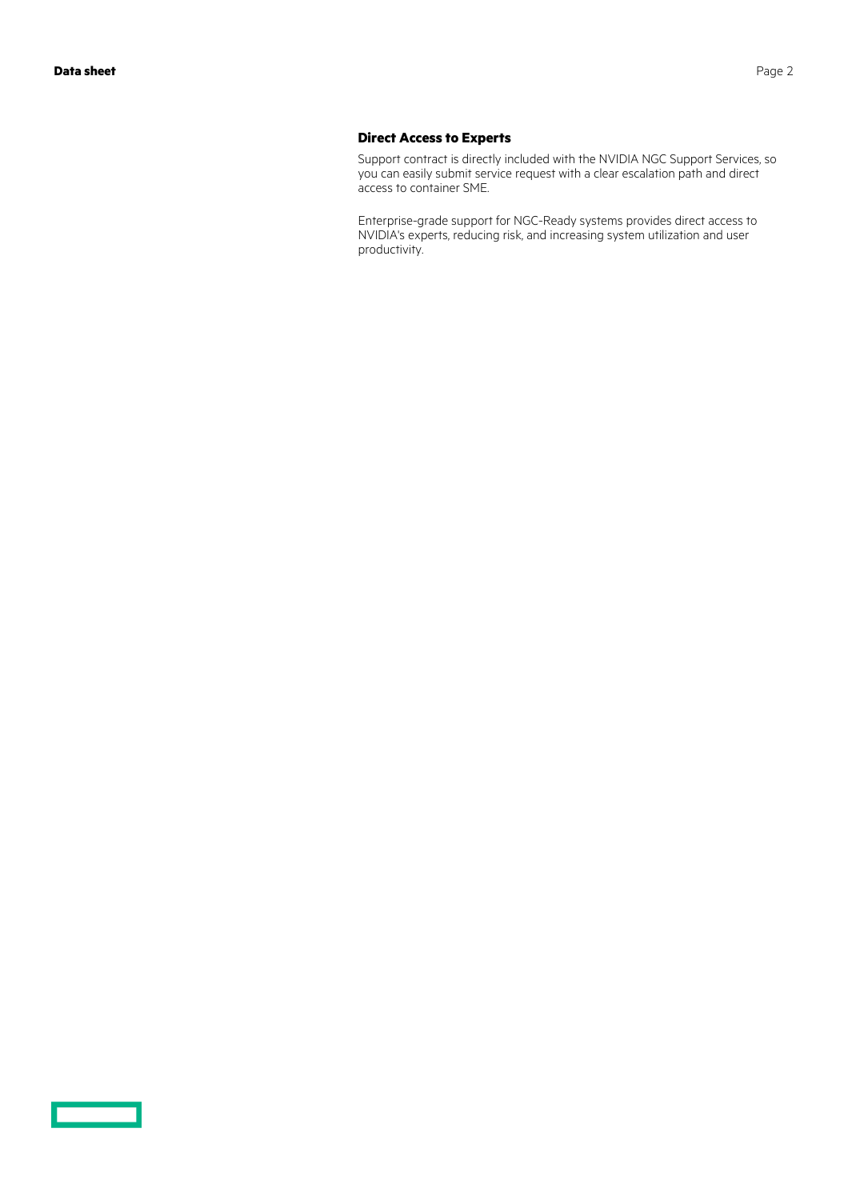### Direct Access to Experts

Support contract is directly included with the NVIDIA NGC Support Services, so you can easily submit service request with a clear escalation path and direct access to container SME.

Enterprise-grade support for NGC-Ready systems provides direct access to NVIDIA's experts, reducing risk, and increasing system utilization and user productivity.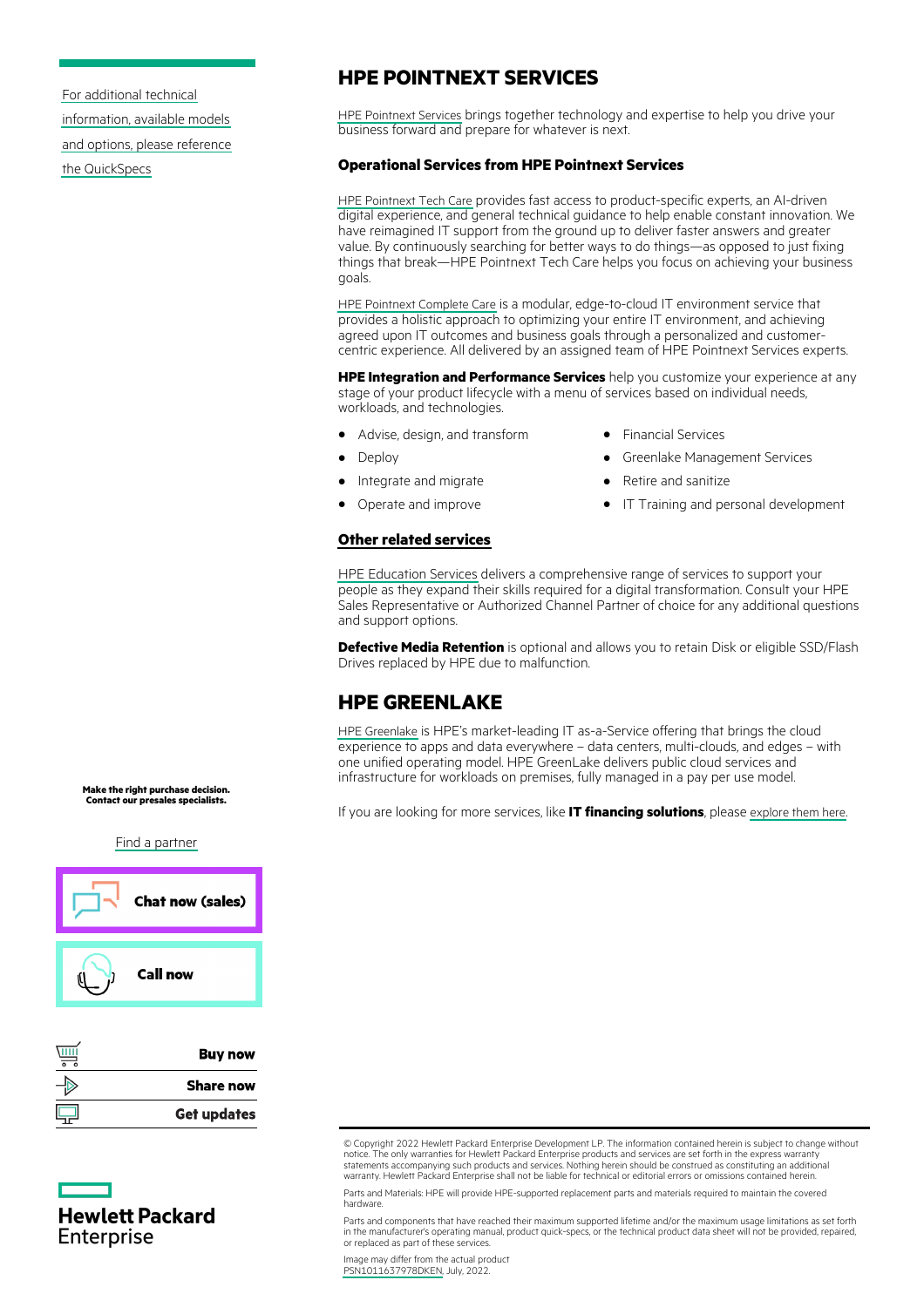For additional technical information, available models and options, please reference the QuickSpecs

# HPE POINTNEXT SERVICES

HPE Pointnext Services brings together technology and expertise to help you drive your business forward and prepare for whatever is next.

### Operational Services from HPE Pointnext Services

HPE Pointnext Tech Care provides fast access to product-specific experts, an AI-driven digital experience, and general technical guidance to help enable constant innovation. We have reimagined IT support from the ground up to deliver faster answers and greater value. By continuously searching for better ways to do things—as opposed to just fixing things that break—HPE Pointnext Tech Care helps you focus on achieving your business goals.

HPE Pointnext Complete Care is a modular, edge-to-cloud IT environment service that provides a holistic approach to optimizing your entire IT environment, and achieving agreed upon IT outcomes and business goals through a personalized and customer-centric experience. All delivered by an assigned team of HPE Pointnext Services experts.

**HPE Integration and Performance Services** help you customize your experience at any stage of your product lifecycle with a menu of services based on individual needs, workloads, and technologies.

- Advise, design, and transform
- Deploy
- Integrate and migrate
- Operate and improve
- Financial Services
- Greenlake Management Services
- Retire and sanitize
- IT Training and personal development

### Other related services

HPE Education Services delivers a comprehensive range of services to support your people as they expand their skills required for a digital transformation. Consult your HPE Sales Representative or Authorized Channel Partner of choice for any additional questions and support options.

**Defective Media Retention** is optional and allows you to retain Disk or eligible SSD/Flash Drives replaced by HPE due to malfunction.

# HPE GREENLAKE

HPE Greenlake is HPE's market-leading IT as-a-Service offering that brings the cloud experience to apps and data everywhere – data centers, multi-clouds, and edges – with one unified operating model. HPE GreenLake delivers public cloud services and infrastructure for workloads on premises, fully managed in a pay per use model.

If you are looking for more services, like **IT financing solutions**, please explore them here.

**Make the right purchase decision. Contact our presales specialists.**

Find a partner

**Chat now (sales)**

**Call now**

**Buy now**

**Share now**

**Get updates**

Hewlett Packard Enterprise

© Copyright 2022 Hewlett Packard Enterprise Development LP. The information contained herein is subject to change without notice. The only warranties for Hewlett Packard Enterprise products and services are set forth in the express warranty statements accompanying such products and services. Nothing herein should be construed as constituting an additional warranty. Hewlett Packard Enterprise shall not be liable for technical or editorial errors or omissions contained herein.

Parts and Materials: HPE will provide HPE-supported replacement parts and materials required to maintain the covered hardware.

Parts and components that have reached their maximum supported lifetime and/or the maximum usage limitations as set forth in the manufacturer's operating manual, product quick-specs, or the technical product data sheet will not be provided, repaired, or replaced as part of these services.

Image may differ from the actual product

PSN1011637978DKEN, July, 2022.